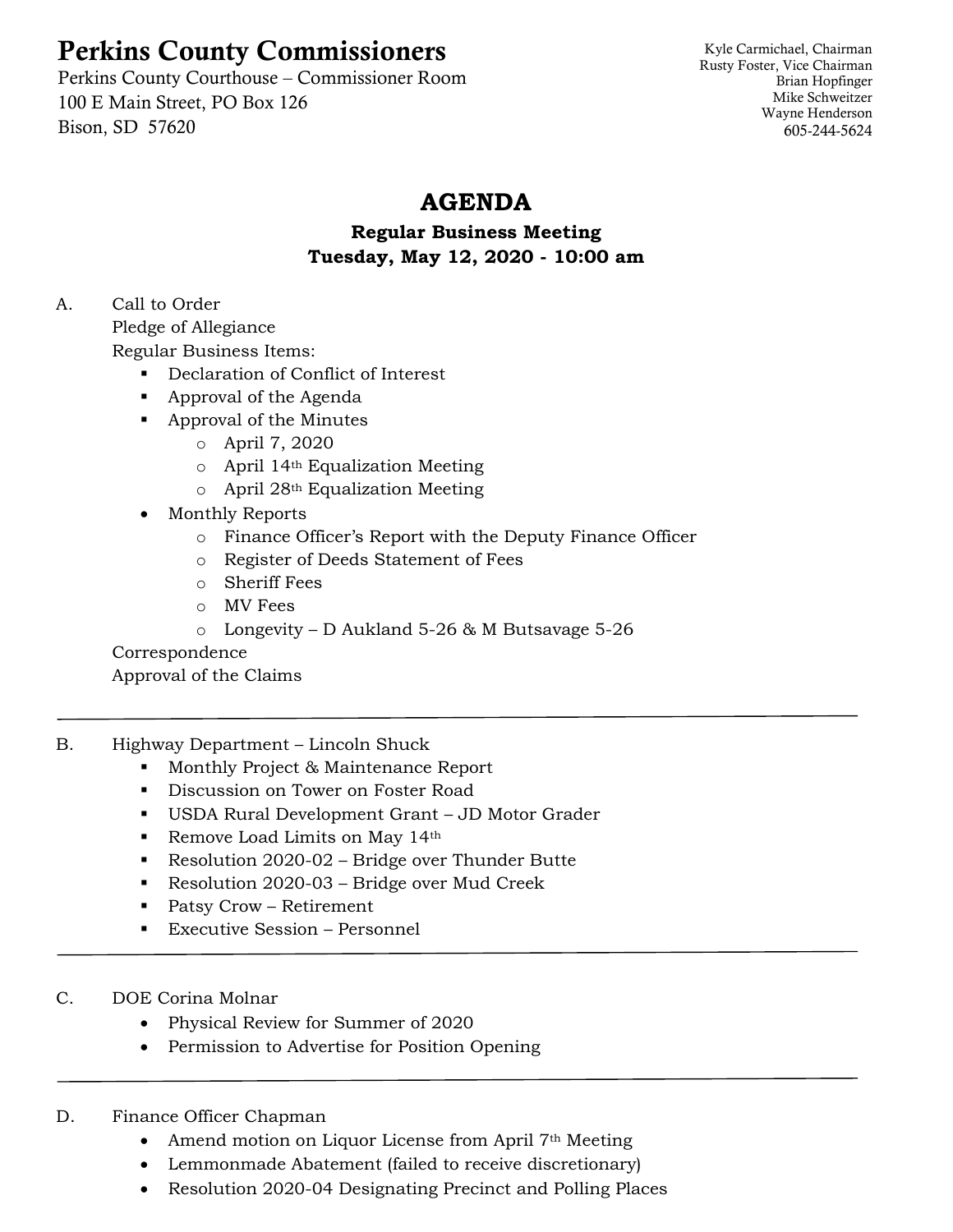# Perkins County Commissioners

Perkins County Courthouse – Commissioner Room
100 E Main Street, PO Box 126
Bison, SD 57620

Kyle Carmichael, Chairman
Rusty Foster, Vice Chairman
Brian Hopfinger
Mike Schweitzer
Wayne Henderson
605-244-5624

## AGENDA

### Regular Business Meeting
### Tuesday, May 12, 2020 - 10:00 am

A. Call to Order
   Pledge of Allegiance
   Regular Business Items:
   - Declaration of Conflict of Interest
   - Approval of the Agenda
   - Approval of the Minutes
     - April 7, 2020
     - April 14th Equalization Meeting
     - April 28th Equalization Meeting
   - Monthly Reports
     - Finance Officer's Report with the Deputy Finance Officer
     - Register of Deeds Statement of Fees
     - Sheriff Fees
     - MV Fees
     - Longevity – D Aukland 5-26 & M Butsavage 5-26

   Correspondence
   Approval of the Claims

---

B. Highway Department – Lincoln Shuck
   - Monthly Project & Maintenance Report
   - Discussion on Tower on Foster Road
   - USDA Rural Development Grant – JD Motor Grader
   - Remove Load Limits on May 14th
   - Resolution 2020-02 – Bridge over Thunder Butte
   - Resolution 2020-03 – Bridge over Mud Creek
   - Patsy Crow – Retirement
   - Executive Session – Personnel

---

C. DOE Corina Molnar
   - Physical Review for Summer of 2020
   - Permission to Advertise for Position Opening

---

D. Finance Officer Chapman
   - Amend motion on Liquor License from April 7th Meeting
   - Lemmonmade Abatement (failed to receive discretionary)
   - Resolution 2020-04 Designating Precinct and Polling Places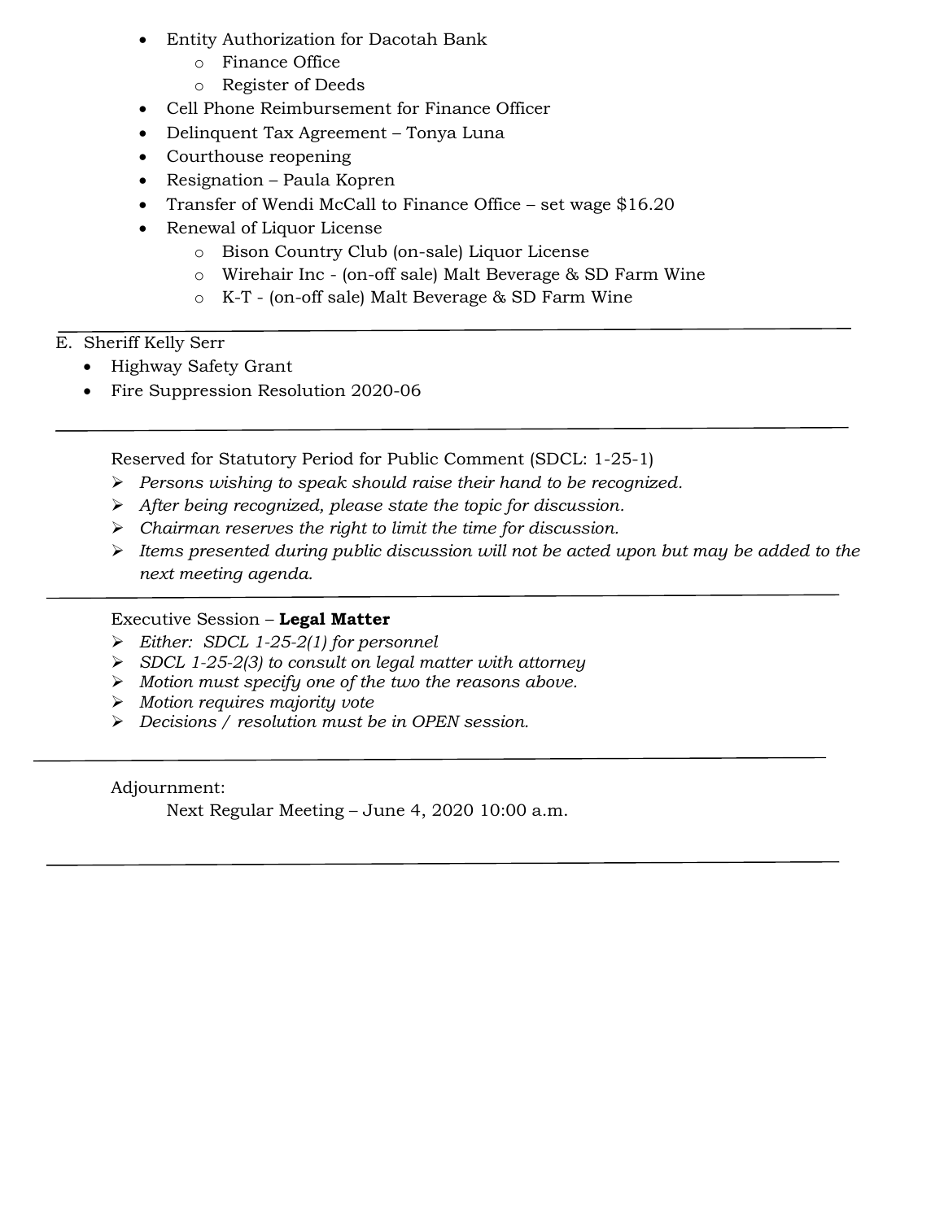- Entity Authorization for Dacotah Bank
  - Finance Office
  - Register of Deeds
- Cell Phone Reimbursement for Finance Officer
- Delinquent Tax Agreement – Tonya Luna
- Courthouse reopening
- Resignation – Paula Kopren
- Transfer of Wendi McCall to Finance Office – set wage $16.20
- Renewal of Liquor License
  - Bison Country Club (on-sale) Liquor License
  - Wirehair Inc - (on-off sale) Malt Beverage & SD Farm Wine
  - K-T - (on-off sale) Malt Beverage & SD Farm Wine

---

E. Sheriff Kelly Serr

- Highway Safety Grant
- Fire Suppression Resolution 2020-06

---

Reserved for Statutory Period for Public Comment (SDCL: 1-25-1)

- *Persons wishing to speak should raise their hand to be recognized.*
- *After being recognized, please state the topic for discussion.*
- *Chairman reserves the right to limit the time for discussion.*
- *Items presented during public discussion will not be acted upon but may be added to the next meeting agenda.*

---

Executive Session – **Legal Matter**

- *Either: SDCL 1-25-2(1) for personnel*
- *SDCL 1-25-2(3) to consult on legal matter with attorney*
- *Motion must specify one of the two the reasons above.*
- *Motion requires majority vote*
- *Decisions / resolution must be in OPEN session.*

---

Adjournment:

Next Regular Meeting – June 4, 2020 10:00 a.m.

---